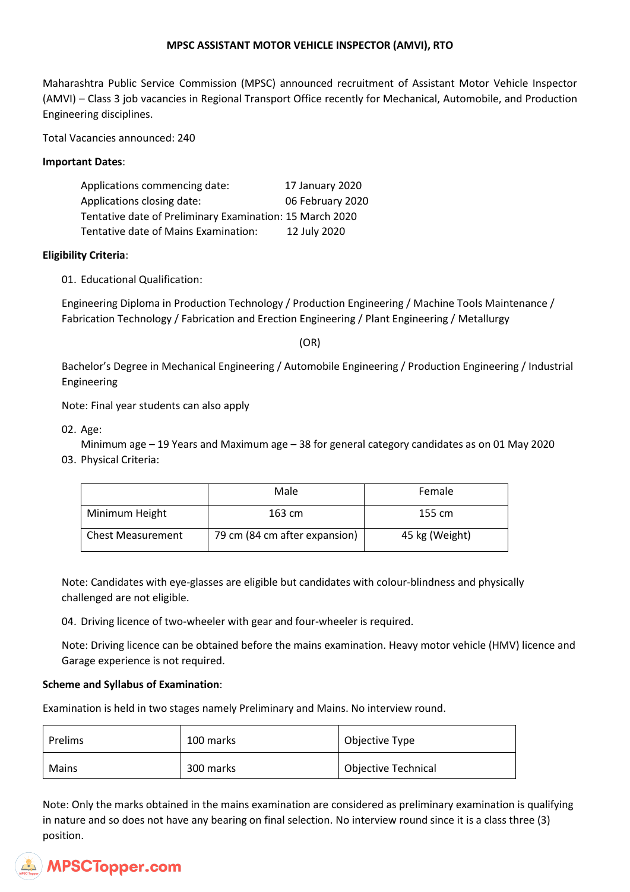# MPSC ASSISTANT MOTOR VEHICLE INSPECTOR (AMVI), RTO

Maharashtra Public Service Commission (MPSC) announced recruitment of Assistant Motor Vehicle Inspector (AMVI) – Class 3 job vacancies in Regional Transport Office recently for Mechanical, Automobile, and Production Engineering disciplines.

Total Vacancies announced: 240

**Important Dates**:

Applications commencing date: 17 January 2020
Applications closing date: 06 February 2020
Tentative date of Preliminary Examination: 15 March 2020
Tentative date of Mains Examination: 12 July 2020

**Eligibility Criteria**:

01. Educational Qualification:

Engineering Diploma in Production Technology / Production Engineering / Machine Tools Maintenance / Fabrication Technology / Fabrication and Erection Engineering / Plant Engineering / Metallurgy

(OR)

Bachelor's Degree in Mechanical Engineering / Automobile Engineering / Production Engineering / Industrial Engineering

Note: Final year students can also apply

02. Age:
Minimum age – 19 Years and Maximum age – 38 for general category candidates as on 01 May 2020

03. Physical Criteria:

| | Male | Female |
|---|---|---|
| Minimum Height | 163 cm | 155 cm |
| Chest Measurement | 79 cm (84 cm after expansion) | 45 kg (Weight) |

Note: Candidates with eye-glasses are eligible but candidates with colour-blindness and physically challenged are not eligible.

04. Driving licence of two-wheeler with gear and four-wheeler is required.

Note: Driving licence can be obtained before the mains examination. Heavy motor vehicle (HMV) licence and Garage experience is not required.

**Scheme and Syllabus of Examination**:

Examination is held in two stages namely Preliminary and Mains. No interview round.

| Prelims | 100 marks | Objective Type |
|---|---|---|
| Mains | 300 marks | Objective Technical |

Note: Only the marks obtained in the mains examination are considered as preliminary examination is qualifying in nature and so does not have any bearing on final selection. No interview round since it is a class three (3) position.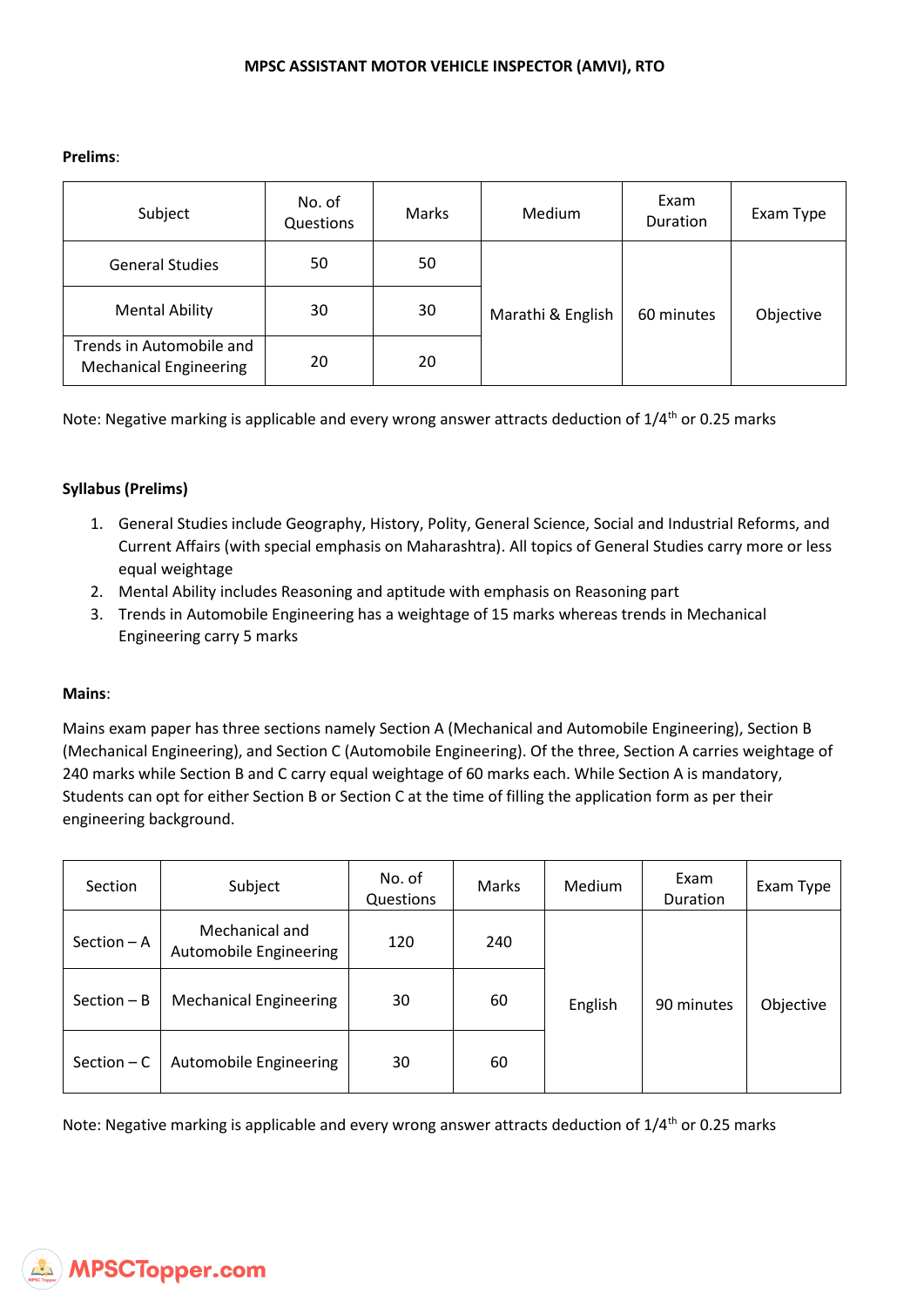**MPSC ASSISTANT MOTOR VEHICLE INSPECTOR (AMVI), RTO**

**Prelims**:

| Subject | No. of Questions | Marks | Medium | Exam Duration | Exam Type |
|---|---|---|---|---|---|
| General Studies | 50 | 50 | Marathi & English | 60 minutes | Objective |
| Mental Ability | 30 | 30 | | | |
| Trends in Automobile and Mechanical Engineering | 20 | 20 | | | |

Note: Negative marking is applicable and every wrong answer attracts deduction of 1/4th or 0.25 marks

**Syllabus (Prelims)**

1. General Studies include Geography, History, Polity, General Science, Social and Industrial Reforms, and Current Affairs (with special emphasis on Maharashtra). All topics of General Studies carry more or less equal weightage
2. Mental Ability includes Reasoning and aptitude with emphasis on Reasoning part
3. Trends in Automobile Engineering has a weightage of 15 marks whereas trends in Mechanical Engineering carry 5 marks

**Mains**:

Mains exam paper has three sections namely Section A (Mechanical and Automobile Engineering), Section B (Mechanical Engineering), and Section C (Automobile Engineering). Of the three, Section A carries weightage of 240 marks while Section B and C carry equal weightage of 60 marks each. While Section A is mandatory, Students can opt for either Section B or Section C at the time of filling the application form as per their engineering background.

| Section | Subject | No. of Questions | Marks | Medium | Exam Duration | Exam Type |
|---|---|---|---|---|---|---|
| Section – A | Mechanical and Automobile Engineering | 120 | 240 | English | 90 minutes | Objective |
| Section – B | Mechanical Engineering | 30 | 60 | | | |
| Section – C | Automobile Engineering | 30 | 60 | | | |

Note: Negative marking is applicable and every wrong answer attracts deduction of 1/4th or 0.25 marks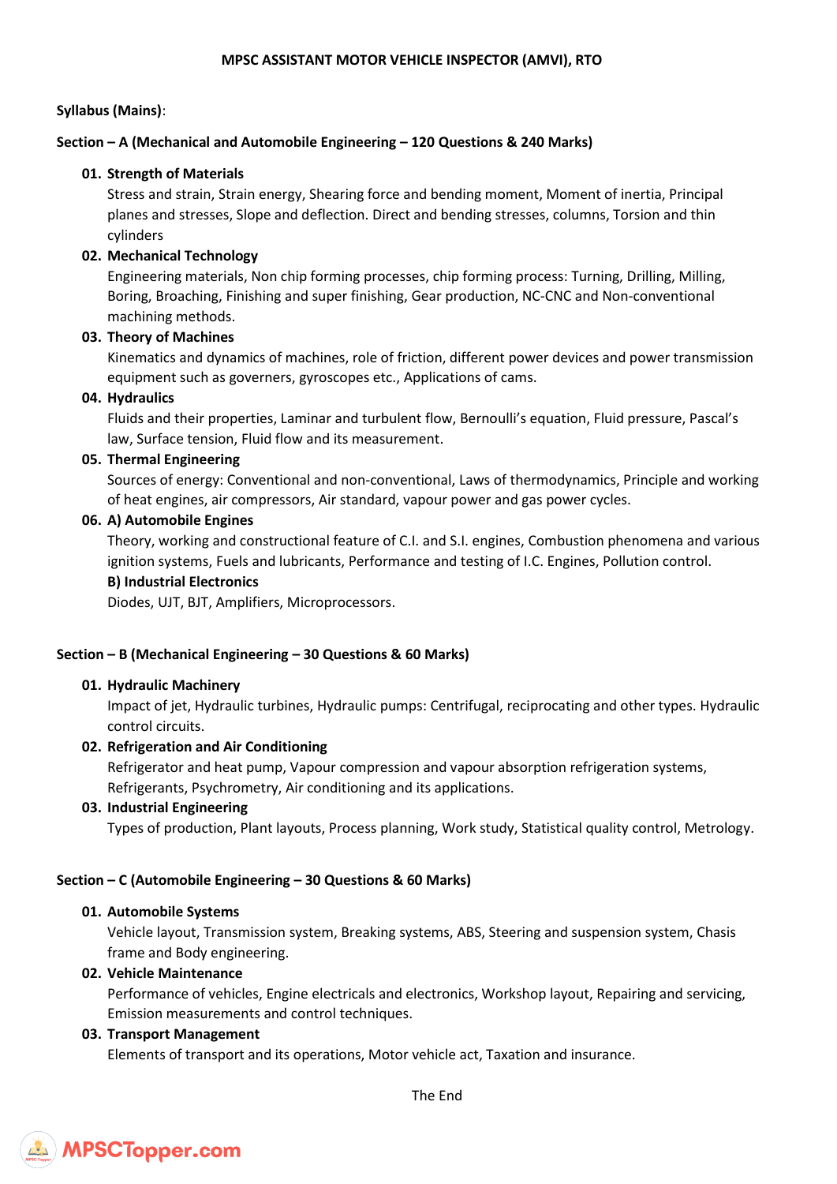**MPSC ASSISTANT MOTOR VEHICLE INSPECTOR (AMVI), RTO**

**Syllabus (Mains)**:

**Section – A (Mechanical and Automobile Engineering – 120 Questions & 240 Marks)**

01. **Strength of Materials**
    Stress and strain, Strain energy, Shearing force and bending moment, Moment of inertia, Principal planes and stresses, Slope and deflection. Direct and bending stresses, columns, Torsion and thin cylinders
02. **Mechanical Technology**
    Engineering materials, Non chip forming processes, chip forming process: Turning, Drilling, Milling, Boring, Broaching, Finishing and super finishing, Gear production, NC-CNC and Non-conventional machining methods.
03. **Theory of Machines**
    Kinematics and dynamics of machines, role of friction, different power devices and power transmission equipment such as governers, gyroscopes etc., Applications of cams.
04. **Hydraulics**
    Fluids and their properties, Laminar and turbulent flow, Bernoulli's equation, Fluid pressure, Pascal's law, Surface tension, Fluid flow and its measurement.
05. **Thermal Engineering**
    Sources of energy: Conventional and non-conventional, Laws of thermodynamics, Principle and working of heat engines, air compressors, Air standard, vapour power and gas power cycles.
06. **A) Automobile Engines**
    Theory, working and constructional feature of C.I. and S.I. engines, Combustion phenomena and various ignition systems, Fuels and lubricants, Performance and testing of I.C. Engines, Pollution control.
    **B) Industrial Electronics**
    Diodes, UJT, BJT, Amplifiers, Microprocessors.

**Section – B (Mechanical Engineering – 30 Questions & 60 Marks)**

01. **Hydraulic Machinery**
    Impact of jet, Hydraulic turbines, Hydraulic pumps: Centrifugal, reciprocating and other types. Hydraulic control circuits.
02. **Refrigeration and Air Conditioning**
    Refrigerator and heat pump, Vapour compression and vapour absorption refrigeration systems, Refrigerants, Psychrometry, Air conditioning and its applications.
03. **Industrial Engineering**
    Types of production, Plant layouts, Process planning, Work study, Statistical quality control, Metrology.

**Section – C (Automobile Engineering – 30 Questions & 60 Marks)**

01. **Automobile Systems**
    Vehicle layout, Transmission system, Breaking systems, ABS, Steering and suspension system, Chasis frame and Body engineering.
02. **Vehicle Maintenance**
    Performance of vehicles, Engine electricals and electronics, Workshop layout, Repairing and servicing, Emission measurements and control techniques.
03. **Transport Management**
    Elements of transport and its operations, Motor vehicle act, Taxation and insurance.

The End